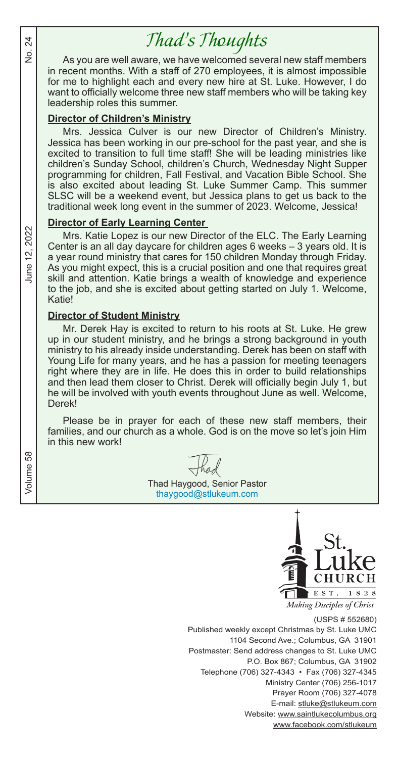# Thad's Thoughts

As you are well aware, we have welcomed several new staff members in recent months. With a staff of 270 employees, it is almost impossible for me to highlight each and every new hire at St. Luke. However, I do want to officially welcome three new staff members who will be taking key leadership roles this summer.

**Director of Children's Ministry**

Mrs. Jessica Culver is our new Director of Children's Ministry. Jessica has been working in our pre-school for the past year, and she is excited to transition to full time staff! She will be leading ministries like children's Sunday School, children's Church, Wednesday Night Supper programming for children, Fall Festival, and Vacation Bible School. She is also excited about leading St. Luke Summer Camp. This summer SLSC will be a weekend event, but Jessica plans to get us back to the traditional week long event in the summer of 2023. Welcome, Jessica!

**Director of Early Learning Center**

Mrs. Katie Lopez is our new Director of the ELC. The Early Learning Center is an all day daycare for children ages 6 weeks – 3 years old. It is a year round ministry that cares for 150 children Monday through Friday. As you might expect, this is a crucial position and one that requires great skill and attention. Katie brings a wealth of knowledge and experience to the job, and she is excited about getting started on July 1. Welcome, Katie!

**Director of Student Ministry**

Mr. Derek Hay is excited to return to his roots at St. Luke. He grew up in our student ministry, and he brings a strong background in youth ministry to his already inside understanding. Derek has been on staff with Young Life for many years, and he has a passion for meeting teenagers right where they are in life. He does this in order to build relationships and then lead them closer to Christ. Derek will officially begin July 1, but he will be involved with youth events throughout June as well. Welcome, Derek!

Please be in prayer for each of these new staff members, their families, and our church as a whole. God is on the move so let's join Him in this new work!

Thad

Thad Haygood, Senior Pastor
thaygood@stlukeum.com

St. Luke CHURCH
EST. 1828
*Making Disciples of Christ*

(USPS # 552680)
Published weekly except Christmas by St. Luke UMC
1104 Second Ave.; Columbus, GA 31901
Postmaster: Send address changes to St. Luke UMC
P.O. Box 867; Columbus, GA 31902
Telephone (706) 327-4343 • Fax (706) 327-4345
Ministry Center (706) 256-1017
Prayer Room (706) 327-4078
E-mail: stluke@stlukeum.com
Website: www.saintlukecolumbus.org
www.facebook.com/stlukeum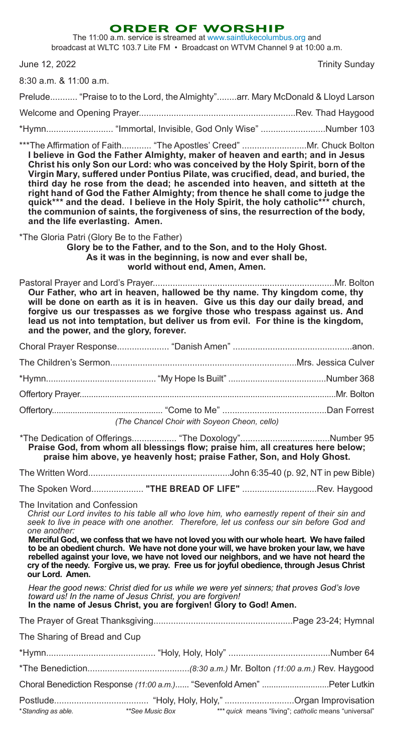# ORDER OF WORSHIP

The 11:00 a.m. service is streamed at www.saintlukecolumbus.org and broadcast at WLTC 103.7 Lite FM • Broadcast on WTVM Channel 9 at 10:00 a.m.

June 12, 2022 Trinity Sunday

8:30 a.m. & 11:00 a.m.

Prelude........... "Praise to to the Lord, the Almighty"........arr. Mary McDonald & Lloyd Larson

Welcome and Opening Prayer...............................................................Rev. Thad Haygood

*Hymn........................... "Immortal, Invisible, God Only Wise" ..........................Number 103

***The Affirmation of Faith............ "The Apostles' Creed" ..........................Mr. Chuck Bolton

**I believe in God the Father Almighty, maker of heaven and earth; and in Jesus Christ his only Son our Lord: who was conceived by the Holy Spirit, born of the Virgin Mary, suffered under Pontius Pilate, was crucified, dead, and buried, the third day he rose from the dead; he ascended into heaven, and sitteth at the right hand of God the Father Almighty; from thence he shall come to judge the quick*** and the dead. I believe in the Holy Spirit, the holy catholic*** church, the communion of saints, the forgiveness of sins, the resurrection of the body, and the life everlasting. Amen.**

*The Gloria Patri (Glory Be to the Father)

**Glory be to the Father, and to the Son, and to the Holy Ghost.**
**As it was in the beginning, is now and ever shall be,**
**world without end, Amen, Amen.**

Pastoral Prayer and Lord's Prayer.........................................................................Mr. Bolton

**Our Father, who art in heaven, hallowed be thy name. Thy kingdom come, thy will be done on earth as it is in heaven. Give us this day our daily bread, and forgive us our trespasses as we forgive those who trespass against us. And lead us not into temptation, but deliver us from evil. For thine is the kingdom, and the power, and the glory, forever.**

Choral Prayer Response..................... "Danish Amen" ................................................anon.

The Children's Sermon............................................................................Mrs. Jessica Culver

*Hymn............................................ "My Hope Is Built" .......................................Number 368

Offertory Prayer.............................................................................................................Mr. Bolton

Offertory............................................... "Come to Me" ..........................................Dan Forrest

*(The Chancel Choir with Soyeon Cheon, cello)*

*The Dedication of Offerings.................. "The Doxology"....................................Number 95

**Praise God, from whom all blessings flow; praise him, all creatures here below; praise him above, ye heavenly host; praise Father, Son, and Holy Ghost.**

The Written Word..........................................................John 6:35-40 (p. 92, NT in pew Bible)

The Spoken Word..................... **"THE BREAD OF LIFE"** ..............................Rev. Haygood

The Invitation and Confession

*Christ our Lord invites to his table all who love him, who earnestly repent of their sin and seek to live in peace with one another. Therefore, let us confess our sin before God and one another:*

**Merciful God, we confess that we have not loved you with our whole heart. We have failed to be an obedient church. We have not done your will, we have broken your law, we have rebelled against your love, we have not loved our neighbors, and we have not heard the cry of the needy. Forgive us, we pray. Free us for joyful obedience, through Jesus Christ our Lord. Amen.**

*Hear the good news: Christ died for us while we were yet sinners; that proves God's love toward us! In the name of Jesus Christ, you are forgiven!*
**In the name of Jesus Christ, you are forgiven! Glory to God! Amen.**

The Prayer of Great Thanksgiving........................................................Page 23-24; Hymnal

The Sharing of Bread and Cup

*Hymn........................................... "Holy, Holy, Holy" .........................................Number 64

*The Benediction.........................................*(8:30 a.m.)* Mr. Bolton *(11:00 a.m.)* Rev. Haygood

Choral Benediction Response *(11:00 a.m.)*...... "Sevenfold Amen" .............................Peter Lutkin

Postlude...................................... "Holy, Holy, Holy," ............................Organ Improvisation

**Standing as able.* *\*\*See Music Box* *\*\*\* quick means "living"; catholic means "universal"*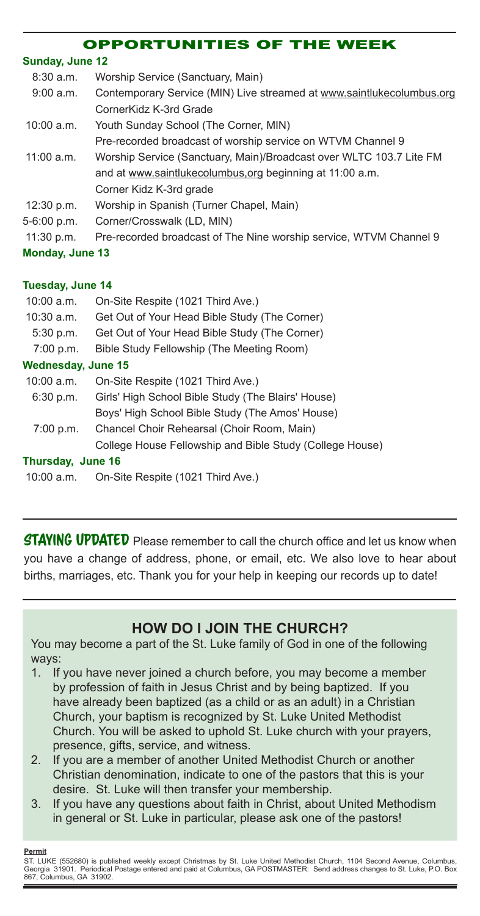# OPPORTUNITIES OF THE WEEK

**Sunday, June 12**

| | |
|---|---|
| 8:30 a.m. | Worship Service (Sanctuary, Main) |
| 9:00 a.m. | Contemporary Service (MIN) Live streamed at www.saintlukecolumbus.org |
| | CornerKidz K-3rd Grade |
| 10:00 a.m. | Youth Sunday School (The Corner, MIN) |
| | Pre-recorded broadcast of worship service on WTVM Channel 9 |
| 11:00 a.m. | Worship Service (Sanctuary, Main)/Broadcast over WLTC 103.7 Lite FM and at www.saintlukecolumbus,org beginning at 11:00 a.m. |
| | Corner Kidz K-3rd grade |
| 12:30 p.m. | Worship in Spanish (Turner Chapel, Main) |
| 5-6:00 p.m. | Corner/Crosswalk (LD, MIN) |
| 11:30 p.m. | Pre-recorded broadcast of The Nine worship service, WTVM Channel 9 |

**Monday, June 13**

**Tuesday, June 14**

| | |
|---|---|
| 10:00 a.m. | On-Site Respite (1021 Third Ave.) |
| 10:30 a.m. | Get Out of Your Head Bible Study (The Corner) |
| 5:30 p.m. | Get Out of Your Head Bible Study (The Corner) |
| 7:00 p.m. | Bible Study Fellowship (The Meeting Room) |

**Wednesday, June 15**

| | |
|---|---|
| 10:00 a.m. | On-Site Respite (1021 Third Ave.) |
| 6:30 p.m. | Girls' High School Bible Study (The Blairs' House) |
| | Boys' High School Bible Study (The Amos' House) |
| 7:00 p.m. | Chancel Choir Rehearsal (Choir Room, Main) |
| | College House Fellowship and Bible Study (College House) |

**Thursday, June 16**

| | |
|---|---|
| 10:00 a.m. | On-Site Respite (1021 Third Ave.) |

**STAYING UPDATED** Please remember to call the church office and let us know when you have a change of address, phone, or email, etc. We also love to hear about births, marriages, etc. Thank you for your help in keeping our records up to date!

## HOW DO I JOIN THE CHURCH?

You may become a part of the St. Luke family of God in one of the following ways:

1. If you have never joined a church before, you may become a member by profession of faith in Jesus Christ and by being baptized. If you have already been baptized (as a child or as an adult) in a Christian Church, your baptism is recognized by St. Luke United Methodist Church. You will be asked to uphold St. Luke church with your prayers, presence, gifts, service, and witness.
2. If you are a member of another United Methodist Church or another Christian denomination, indicate to one of the pastors that this is your desire. St. Luke will then transfer your membership.
3. If you have any questions about faith in Christ, about United Methodism in general or St. Luke in particular, please ask one of the pastors!

**Permit**

ST. LUKE (552680) is published weekly except Christmas by St. Luke United Methodist Church, 1104 Second Avenue, Columbus, Georgia 31901. Periodical Postage entered and paid at Columbus, GA POSTMASTER: Send address changes to St. Luke, P.O. Box 867, Columbus, GA 31902.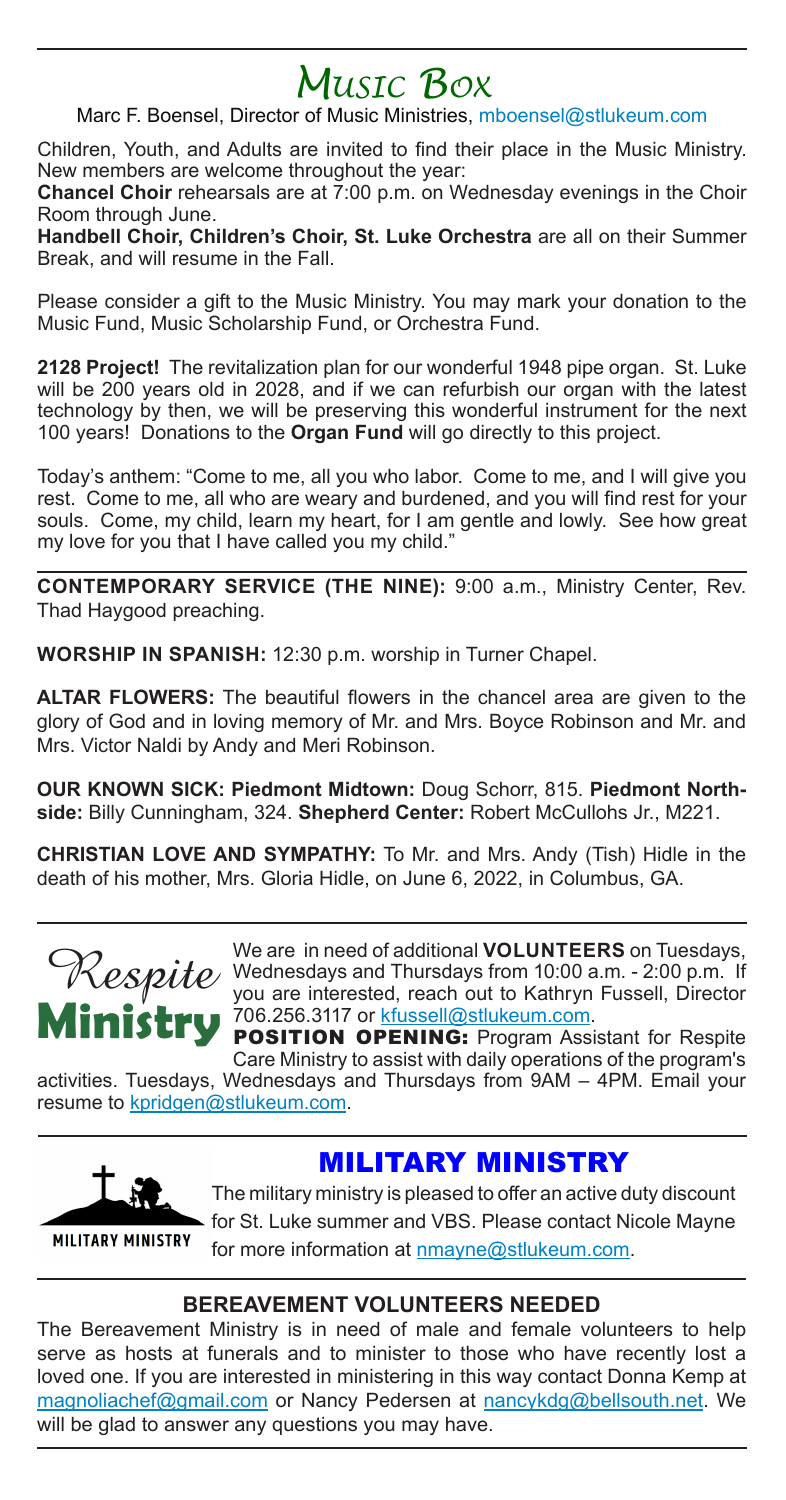# Music Box

Marc F. Boensel, Director of Music Ministries, mboensel@stlukeum.com

Children, Youth, and Adults are invited to find their place in the Music Ministry. New members are welcome throughout the year:

**Chancel Choir** rehearsals are at 7:00 p.m. on Wednesday evenings in the Choir Room through June.

**Handbell Choir, Children's Choir, St. Luke Orchestra** are all on their Summer Break, and will resume in the Fall.

Please consider a gift to the Music Ministry. You may mark your donation to the Music Fund, Music Scholarship Fund, or Orchestra Fund.

**2128 Project!** The revitalization plan for our wonderful 1948 pipe organ. St. Luke will be 200 years old in 2028, and if we can refurbish our organ with the latest technology by then, we will be preserving this wonderful instrument for the next 100 years! Donations to the **Organ Fund** will go directly to this project.

Today's anthem: "Come to me, all you who labor. Come to me, and I will give you rest. Come to me, all who are weary and burdened, and you will find rest for your souls. Come, my child, learn my heart, for I am gentle and lowly. See how great my love for you that I have called you my child."

---

**CONTEMPORARY SERVICE (THE NINE):** 9:00 a.m., Ministry Center, Rev. Thad Haygood preaching.

**WORSHIP IN SPANISH:** 12:30 p.m. worship in Turner Chapel.

**ALTAR FLOWERS:** The beautiful flowers in the chancel area are given to the glory of God and in loving memory of Mr. and Mrs. Boyce Robinson and Mr. and Mrs. Victor Naldi by Andy and Meri Robinson.

**OUR KNOWN SICK: Piedmont Midtown:** Doug Schorr, 815. **Piedmont Northside:** Billy Cunningham, 324. **Shepherd Center:** Robert McCullohs Jr., M221.

**CHRISTIAN LOVE AND SYMPATHY:** To Mr. and Mrs. Andy (Tish) Hidle in the death of his mother, Mrs. Gloria Hidle, on June 6, 2022, in Columbus, GA.

---

## Respite Ministry

We are in need of additional **VOLUNTEERS** on Tuesdays, Wednesdays and Thursdays from 10:00 a.m. - 2:00 p.m. If you are interested, reach out to Kathryn Fussell, Director 706.256.3117 or kfussell@stlukeum.com.

**POSITION OPENING:** Program Assistant for Respite Care Ministry to assist with daily operations of the program's activities. Tuesdays, Wednesdays and Thursdays from 9AM – 4PM. Email your resume to kpridgen@stlukeum.com.

---

## MILITARY MINISTRY

MILITARY MINISTRY

The military ministry is pleased to offer an active duty discount for St. Luke summer and VBS. Please contact Nicole Mayne for more information at nmayne@stlukeum.com.

---

### BEREAVEMENT VOLUNTEERS NEEDED

The Bereavement Ministry is in need of male and female volunteers to help serve as hosts at funerals and to minister to those who have recently lost a loved one. If you are interested in ministering in this way contact Donna Kemp at magnoliachef@gmail.com or Nancy Pedersen at nancykdg@bellsouth.net. We will be glad to answer any questions you may have.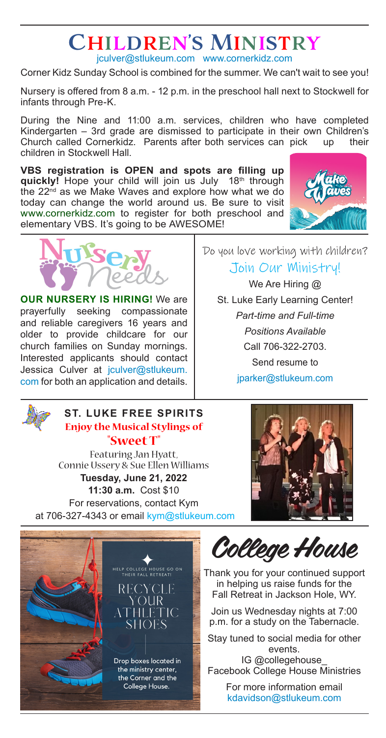# CHILDREN'S MINISTRY

jculver@stlukeum.com www.cornerkidz.com

Corner Kidz Sunday School is combined for the summer. We can't wait to see you!

Nursery is offered from 8 a.m. - 12 p.m. in the preschool hall next to Stockwell for infants through Pre-K.

During the Nine and 11:00 a.m. services, children who have completed Kindergarten – 3rd grade are dismissed to participate in their own Children's Church called Cornerkidz. Parents after both services can pick up their children in Stockwell Hall.

**VBS registration is OPEN and spots are filling up quickly!** Hope your child will join us July 18th through the 22nd as we Make Waves and explore how what we do today can change the world around us. Be sure to visit www.cornerkidz.com to register for both preschool and elementary VBS. It's going to be AWESOME!

Make Waves

## Nursery Needs

**OUR NURSERY IS HIRING!** We are prayerfully seeking compassionate and reliable caregivers 16 years and older to provide childcare for our church families on Sunday mornings. Interested applicants should contact Jessica Culver at jculver@stlukeum.com for both an application and details.

Do you love working with children?

Join Our Ministry!

We Are Hiring @
St. Luke Early Learning Center!
*Part-time and Full-time*
*Positions Available*
Call 706-322-2703.
Send resume to
jparker@stlukeum.com

## ST. LUKE FREE SPIRITS

**Enjoy the Musical Stylings of "Sweet T"**

Featuring Jan Hyatt, Connie Ussery & Sue Ellen Williams

**Tuesday, June 21, 2022**
**11:30 a.m.** Cost $10
For reservations, contact Kym at 706-327-4343 or email kym@stlukeum.com

HELP COLLEGE HOUSE GO ON THEIR FALL RETREAT!

RECYCLE YOUR ATHLETIC SHOES

Drop boxes located in the ministry center, the Corner and the College House.

## College House

Thank you for your continued support in helping us raise funds for the Fall Retreat in Jackson Hole, WY.

Join us Wednesday nights at 7:00 p.m. for a study on the Tabernacle.

Stay tuned to social media for other events.
IG @collegehouse_
Facebook College House Ministries

For more information email kdavidson@stlukeum.com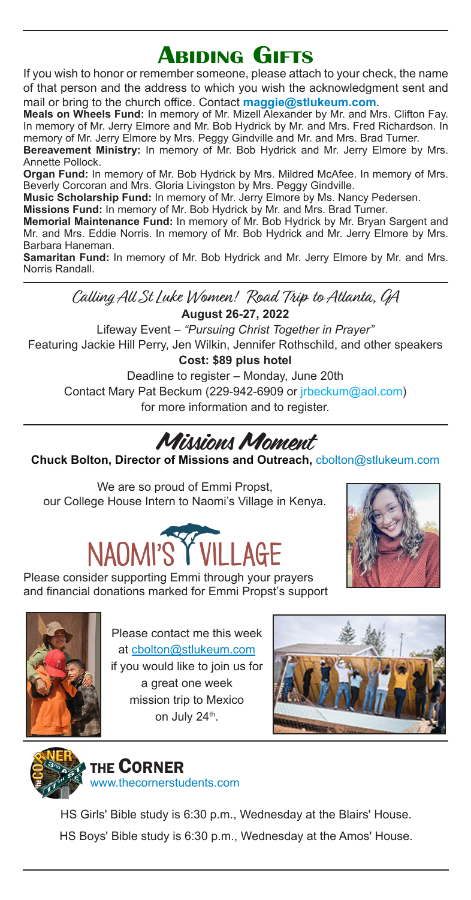# Abiding Gifts

If you wish to honor or remember someone, please attach to your check, the name of that person and the address to which you wish the acknowledgment sent and mail or bring to the church office. Contact **maggie@stlukeum.com**.

**Meals on Wheels Fund:** In memory of Mr. Mizell Alexander by Mr. and Mrs. Clifton Fay. In memory of Mr. Jerry Elmore and Mr. Bob Hydrick by Mr. and Mrs. Fred Richardson. In memory of Mr. Jerry Elmore by Mrs. Peggy Gindville and Mr. and Mrs. Brad Turner.

**Bereavement Ministry:** In memory of Mr. Bob Hydrick and Mr. Jerry Elmore by Mrs. Annette Pollock.

**Organ Fund:** In memory of Mr. Bob Hydrick by Mrs. Mildred McAfee. In memory of Mrs. Beverly Corcoran and Mrs. Gloria Livingston by Mrs. Peggy Gindville.

**Music Scholarship Fund:** In memory of Mr. Jerry Elmore by Ms. Nancy Pedersen.

**Missions Fund:** In memory of Mr. Bob Hydrick by Mr. and Mrs. Brad Turner.

**Memorial Maintenance Fund:** In memory of Mr. Bob Hydrick by Mr. Bryan Sargent and Mr. and Mrs. Eddie Norris. In memory of Mr. Bob Hydrick and Mr. Jerry Elmore by Mrs. Barbara Haneman.

**Samaritan Fund:** In memory of Mr. Bob Hydrick and Mr. Jerry Elmore by Mr. and Mrs. Norris Randall.

## Calling All St Luke Women! Road Trip to Atlanta, GA

**August 26-27, 2022**

Lifeway Event – *"Pursuing Christ Together in Prayer"*

Featuring Jackie Hill Perry, Jen Wilkin, Jennifer Rothschild, and other speakers

**Cost: $89 plus hotel**

Deadline to register – Monday, June 20th

Contact Mary Pat Beckum (229-942-6909 or jrbeckum@aol.com) for more information and to register.

# Missions Moment

**Chuck Bolton, Director of Missions and Outreach,** cbolton@stlukeum.com

We are so proud of Emmi Propst, our College House Intern to Naomi's Village in Kenya.

NAOMI'S VILLAGE

Please consider supporting Emmi through your prayers and financial donations marked for Emmi Propst's support

Please contact me this week at cbolton@stlukeum.com if you would like to join us for a great one week mission trip to Mexico on July 24th.

## the Corner

www.thecornerstudents.com

HS Girls' Bible study is 6:30 p.m., Wednesday at the Blairs' House.

HS Boys' Bible study is 6:30 p.m., Wednesday at the Amos' House.